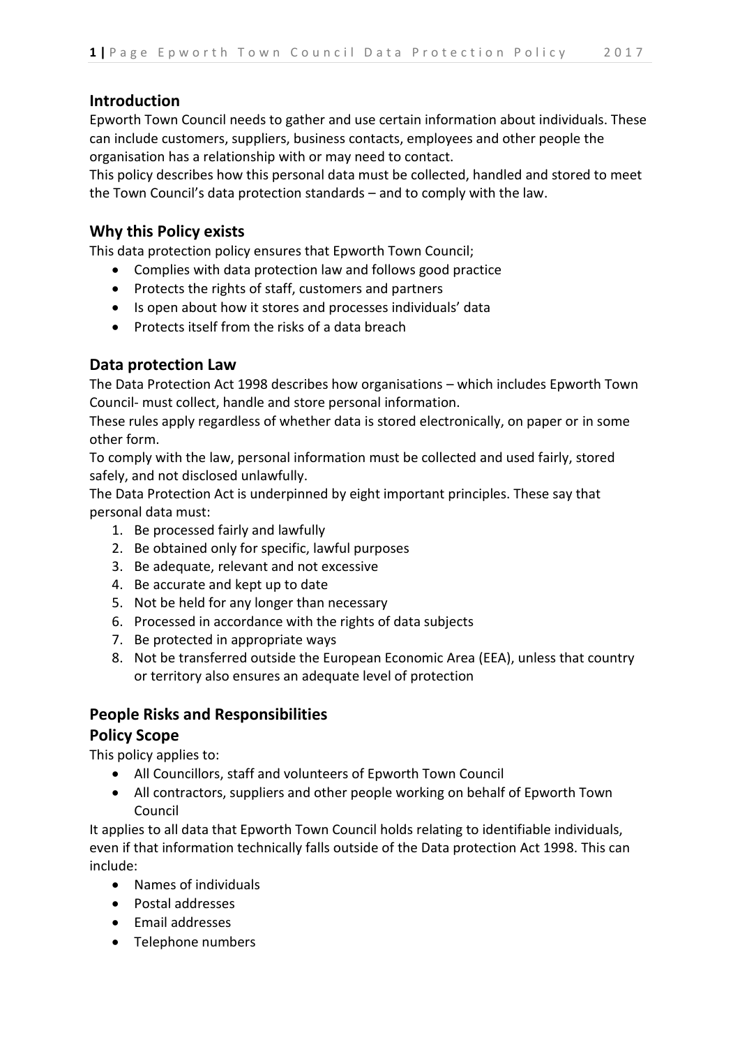## Introduction

Epworth Town Council needs to gather and use certain information about individuals. These can include customers, suppliers, business contacts, employees and other people the organisation has a relationship with or may need to contact.

This policy describes how this personal data must be collected, handled and stored to meet the Town Council's data protection standards – and to comply with the law.

## Why this Policy exists

This data protection policy ensures that Epworth Town Council;

- Complies with data protection law and follows good practice
- Protects the rights of staff, customers and partners
- Is open about how it stores and processes individuals' data
- Protects itself from the risks of a data breach

## Data protection Law

The Data Protection Act 1998 describes how organisations – which includes Epworth Town Council- must collect, handle and store personal information.

These rules apply regardless of whether data is stored electronically, on paper or in some other form.

To comply with the law, personal information must be collected and used fairly, stored safely, and not disclosed unlawfully.

The Data Protection Act is underpinned by eight important principles. These say that personal data must:

1. Be processed fairly and lawfully
2. Be obtained only for specific, lawful purposes
3. Be adequate, relevant and not excessive
4. Be accurate and kept up to date
5. Not be held for any longer than necessary
6. Processed in accordance with the rights of data subjects
7. Be protected in appropriate ways
8. Not be transferred outside the European Economic Area (EEA), unless that country or territory also ensures an adequate level of protection

## People Risks and Responsibilities

## Policy Scope

This policy applies to:

- All Councillors, staff and volunteers of Epworth Town Council
- All contractors, suppliers and other people working on behalf of Epworth Town Council

It applies to all data that Epworth Town Council holds relating to identifiable individuals, even if that information technically falls outside of the Data protection Act 1998. This can include:

- Names of individuals
- Postal addresses
- Email addresses
- Telephone numbers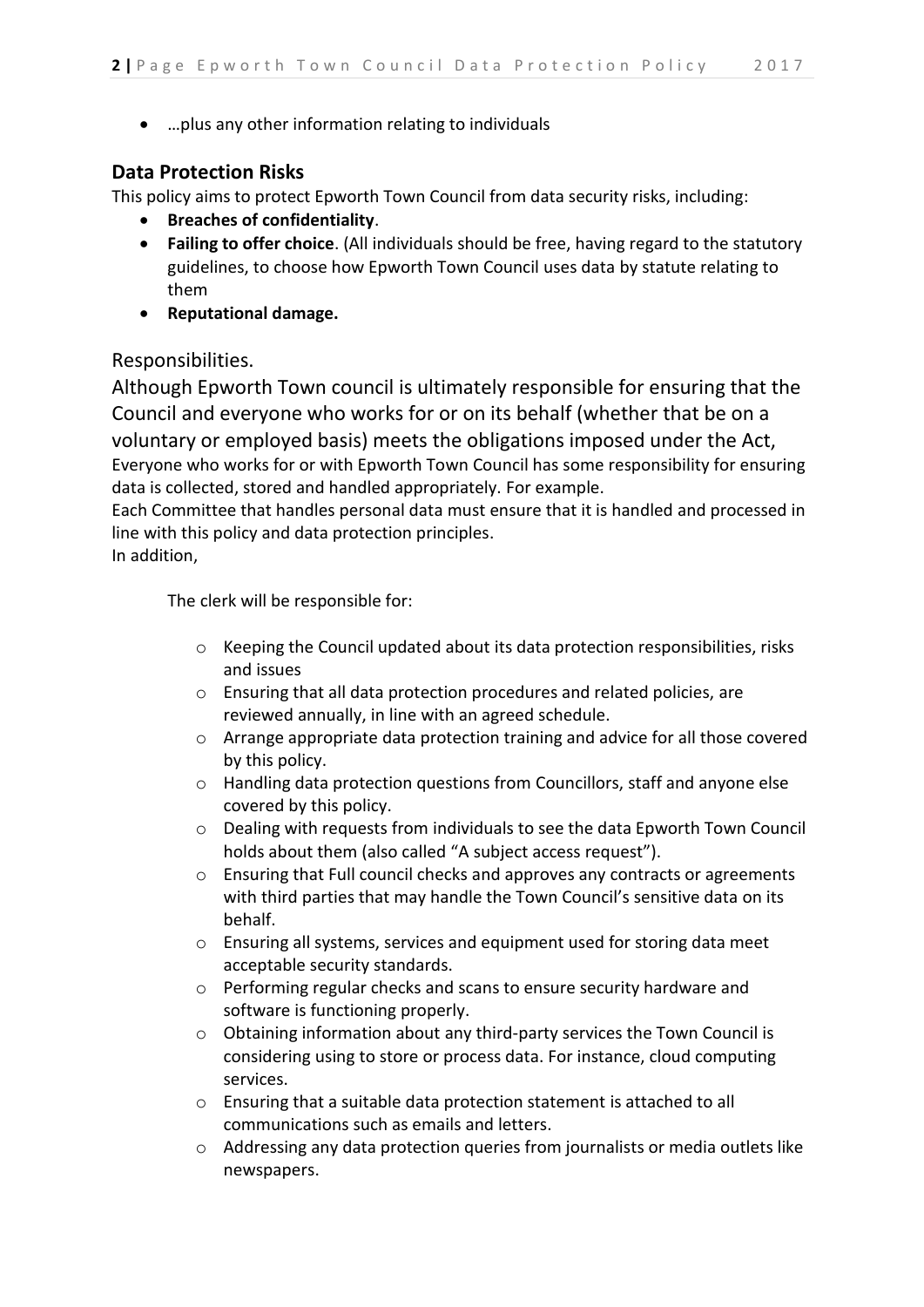- …plus any other information relating to individuals

## Data Protection Risks

This policy aims to protect Epworth Town Council from data security risks, including:

- **Breaches of confidentiality**.
- **Failing to offer choice**. (All individuals should be free, having regard to the statutory guidelines, to choose how Epworth Town Council uses data by statute relating to them
- **Reputational damage.**

## Responsibilities.

Although Epworth Town council is ultimately responsible for ensuring that the Council and everyone who works for or on its behalf (whether that be on a voluntary or employed basis) meets the obligations imposed under the Act,

Everyone who works for or with Epworth Town Council has some responsibility for ensuring data is collected, stored and handled appropriately. For example.

Each Committee that handles personal data must ensure that it is handled and processed in line with this policy and data protection principles.

In addition,

The clerk will be responsible for:

- Keeping the Council updated about its data protection responsibilities, risks and issues
- Ensuring that all data protection procedures and related policies, are reviewed annually, in line with an agreed schedule.
- Arrange appropriate data protection training and advice for all those covered by this policy.
- Handling data protection questions from Councillors, staff and anyone else covered by this policy.
- Dealing with requests from individuals to see the data Epworth Town Council holds about them (also called "A subject access request").
- Ensuring that Full council checks and approves any contracts or agreements with third parties that may handle the Town Council's sensitive data on its behalf.
- Ensuring all systems, services and equipment used for storing data meet acceptable security standards.
- Performing regular checks and scans to ensure security hardware and software is functioning properly.
- Obtaining information about any third-party services the Town Council is considering using to store or process data. For instance, cloud computing services.
- Ensuring that a suitable data protection statement is attached to all communications such as emails and letters.
- Addressing any data protection queries from journalists or media outlets like newspapers.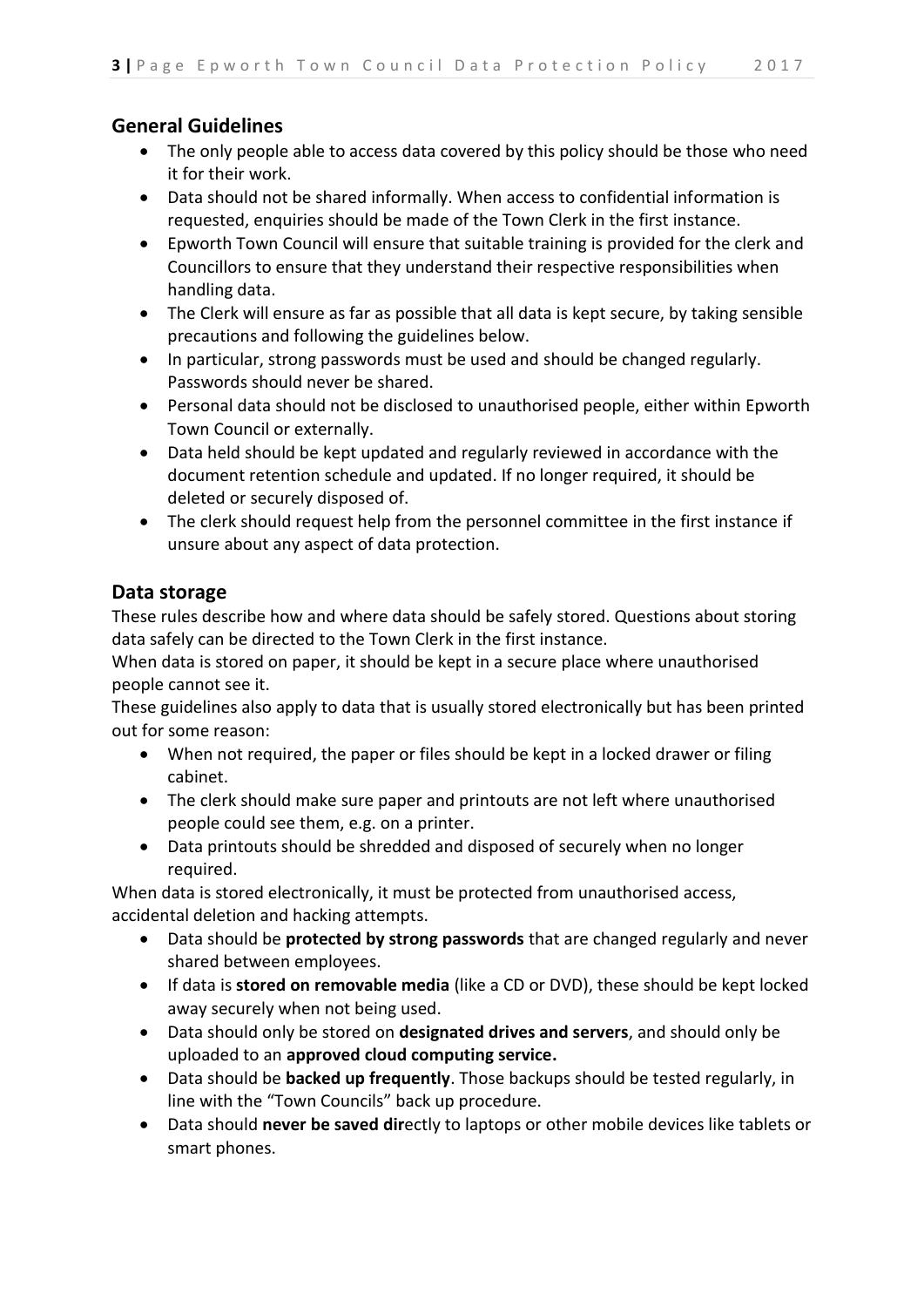## General Guidelines

- The only people able to access data covered by this policy should be those who need it for their work.
- Data should not be shared informally. When access to confidential information is requested, enquiries should be made of the Town Clerk in the first instance.
- Epworth Town Council will ensure that suitable training is provided for the clerk and Councillors to ensure that they understand their respective responsibilities when handling data.
- The Clerk will ensure as far as possible that all data is kept secure, by taking sensible precautions and following the guidelines below.
- In particular, strong passwords must be used and should be changed regularly. Passwords should never be shared.
- Personal data should not be disclosed to unauthorised people, either within Epworth Town Council or externally.
- Data held should be kept updated and regularly reviewed in accordance with the document retention schedule and updated. If no longer required, it should be deleted or securely disposed of.
- The clerk should request help from the personnel committee in the first instance if unsure about any aspect of data protection.

## Data storage

These rules describe how and where data should be safely stored. Questions about storing data safely can be directed to the Town Clerk in the first instance.

When data is stored on paper, it should be kept in a secure place where unauthorised people cannot see it.

These guidelines also apply to data that is usually stored electronically but has been printed out for some reason:

- When not required, the paper or files should be kept in a locked drawer or filing cabinet.
- The clerk should make sure paper and printouts are not left where unauthorised people could see them, e.g. on a printer.
- Data printouts should be shredded and disposed of securely when no longer required.

When data is stored electronically, it must be protected from unauthorised access, accidental deletion and hacking attempts.

- Data should be **protected by strong passwords** that are changed regularly and never shared between employees.
- If data is **stored on removable media** (like a CD or DVD), these should be kept locked away securely when not being used.
- Data should only be stored on **designated drives and servers**, and should only be uploaded to an **approved cloud computing service.**
- Data should be **backed up frequently**. Those backups should be tested regularly, in line with the "Town Councils" back up procedure.
- Data should **never be saved dir**ectly to laptops or other mobile devices like tablets or smart phones.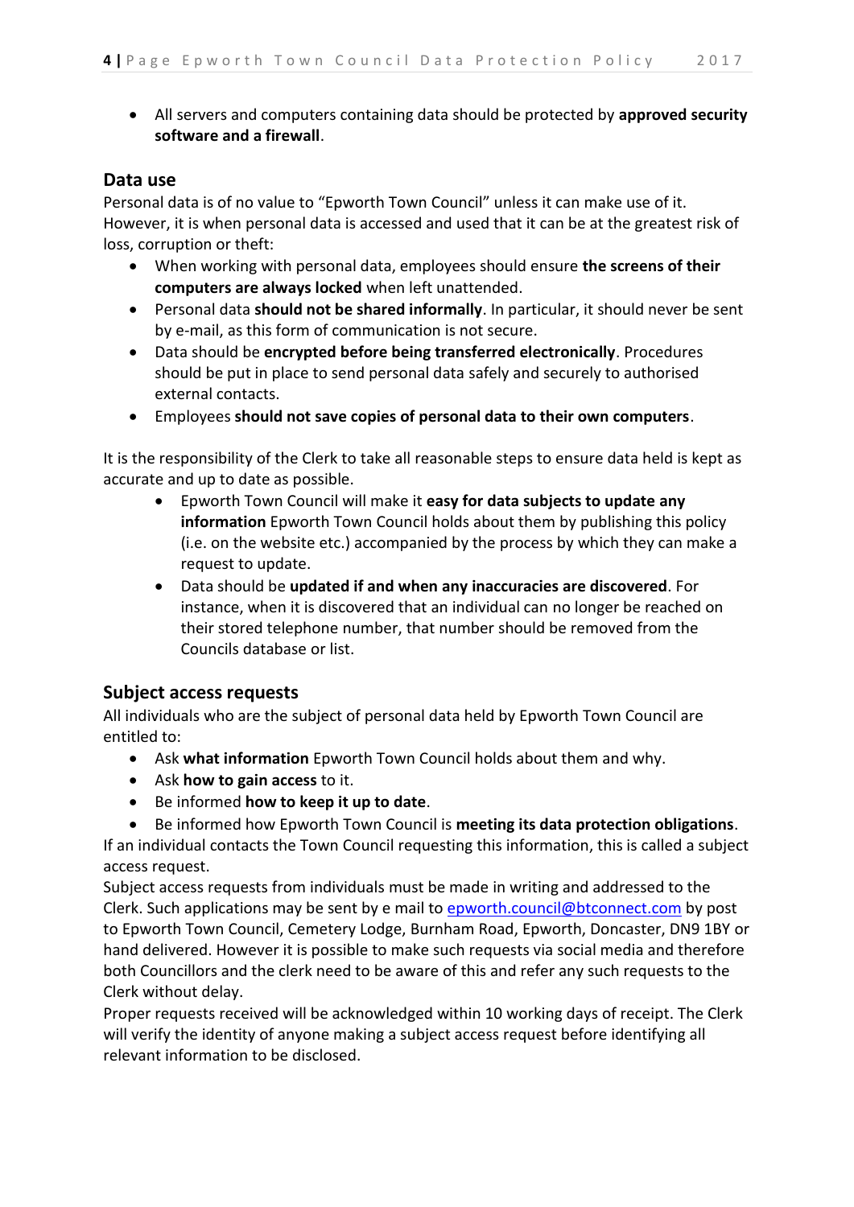- All servers and computers containing data should be protected by **approved security software and a firewall**.

## Data use

Personal data is of no value to "Epworth Town Council" unless it can make use of it. However, it is when personal data is accessed and used that it can be at the greatest risk of loss, corruption or theft:

- When working with personal data, employees should ensure **the screens of their computers are always locked** when left unattended.
- Personal data **should not be shared informally**. In particular, it should never be sent by e-mail, as this form of communication is not secure.
- Data should be **encrypted before being transferred electronically**. Procedures should be put in place to send personal data safely and securely to authorised external contacts.
- Employees **should not save copies of personal data to their own computers**.

It is the responsibility of the Clerk to take all reasonable steps to ensure data held is kept as accurate and up to date as possible.

- Epworth Town Council will make it **easy for data subjects to update any information** Epworth Town Council holds about them by publishing this policy (i.e. on the website etc.) accompanied by the process by which they can make a request to update.
- Data should be **updated if and when any inaccuracies are discovered**. For instance, when it is discovered that an individual can no longer be reached on their stored telephone number, that number should be removed from the Councils database or list.

## Subject access requests

All individuals who are the subject of personal data held by Epworth Town Council are entitled to:

- Ask **what information** Epworth Town Council holds about them and why.
- Ask **how to gain access** to it.
- Be informed **how to keep it up to date**.
- Be informed how Epworth Town Council is **meeting its data protection obligations**.

If an individual contacts the Town Council requesting this information, this is called a subject access request.

Subject access requests from individuals must be made in writing and addressed to the Clerk. Such applications may be sent by e mail to epworth.council@btconnect.com by post to Epworth Town Council, Cemetery Lodge, Burnham Road, Epworth, Doncaster, DN9 1BY or hand delivered. However it is possible to make such requests via social media and therefore both Councillors and the clerk need to be aware of this and refer any such requests to the Clerk without delay.

Proper requests received will be acknowledged within 10 working days of receipt. The Clerk will verify the identity of anyone making a subject access request before identifying all relevant information to be disclosed.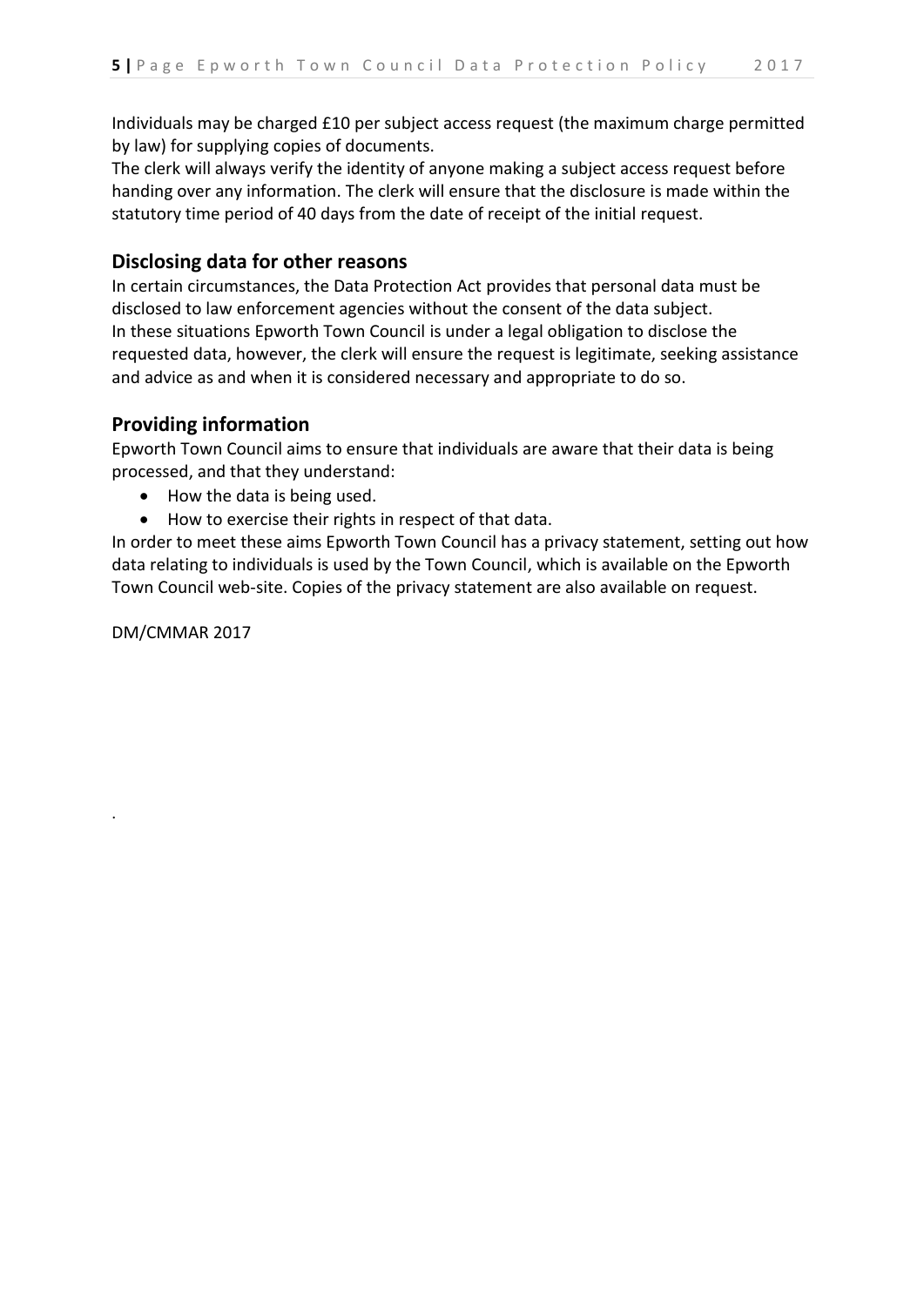Individuals may be charged £10 per subject access request (the maximum charge permitted by law) for supplying copies of documents.

The clerk will always verify the identity of anyone making a subject access request before handing over any information. The clerk will ensure that the disclosure is made within the statutory time period of 40 days from the date of receipt of the initial request.

## Disclosing data for other reasons

In certain circumstances, the Data Protection Act provides that personal data must be disclosed to law enforcement agencies without the consent of the data subject.

In these situations Epworth Town Council is under a legal obligation to disclose the requested data, however, the clerk will ensure the request is legitimate, seeking assistance and advice as and when it is considered necessary and appropriate to do so.

## Providing information

Epworth Town Council aims to ensure that individuals are aware that their data is being processed, and that they understand:

- How the data is being used.
- How to exercise their rights in respect of that data.

In order to meet these aims Epworth Town Council has a privacy statement, setting out how data relating to individuals is used by the Town Council, which is available on the Epworth Town Council web-site. Copies of the privacy statement are also available on request.

DM/CMMAR 2017

.